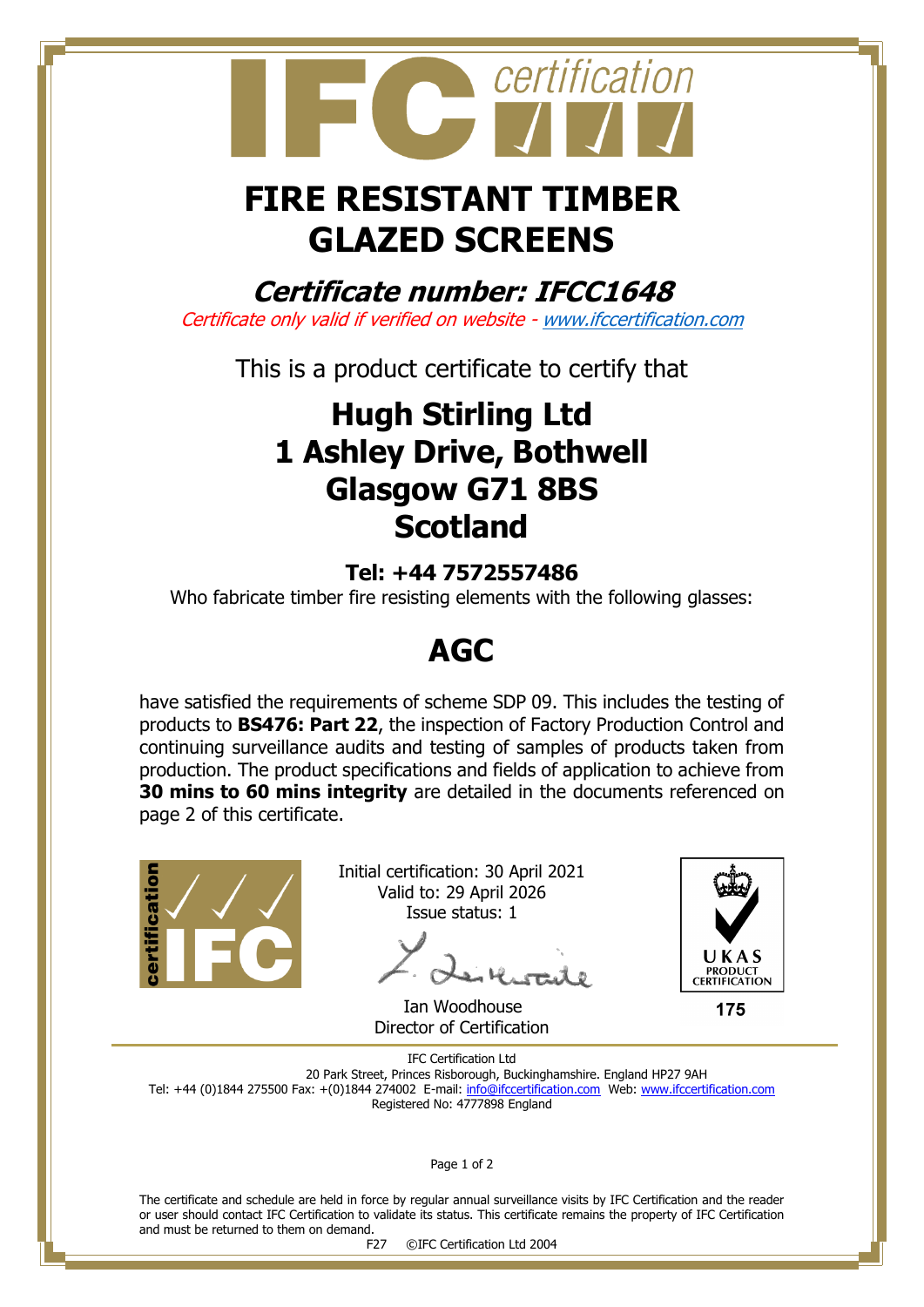# FIRE RESISTANT TIMBER GLAZED SCREENS

## *Certificate number: IFCC1648*

*Certificate only valid if verified on website - www.ifccertification.com*

This is a product certificate to certify that

## Hugh Stirling Ltd
## 1 Ashley Drive, Bothwell
## Glasgow G71 8BS
## Scotland

**Tel: +44 7572557486**

Who fabricate timber fire resisting elements with the following glasses:

## AGC

have satisfied the requirements of scheme SDP 09. This includes the testing of products to **BS476: Part 22**, the inspection of Factory Production Control and continuing surveillance audits and testing of samples of products taken from production. The product specifications and fields of application to achieve from **30 mins to 60 mins integrity** are detailed in the documents referenced on page 2 of this certificate.

Initial certification: 30 April 2021
Valid to: 29 April 2026
Issue status: 1

Ian Woodhouse
Director of Certification

UKAS PRODUCT CERTIFICATION
175

IFC Certification Ltd
20 Park Street, Princes Risborough, Buckinghamshire. England HP27 9AH
Tel: +44 (0)1844 275500 Fax: +(0)1844 274002 E-mail: info@ifccertification.com Web: www.ifccertification.com
Registered No: 4777898 England

The certificate and schedule are held in force by regular annual surveillance visits by IFC Certification and the reader or user should contact IFC Certification to validate its status. This certificate remains the property of IFC Certification and must be returned to them on demand.

F27 ©IFC Certification Ltd 2004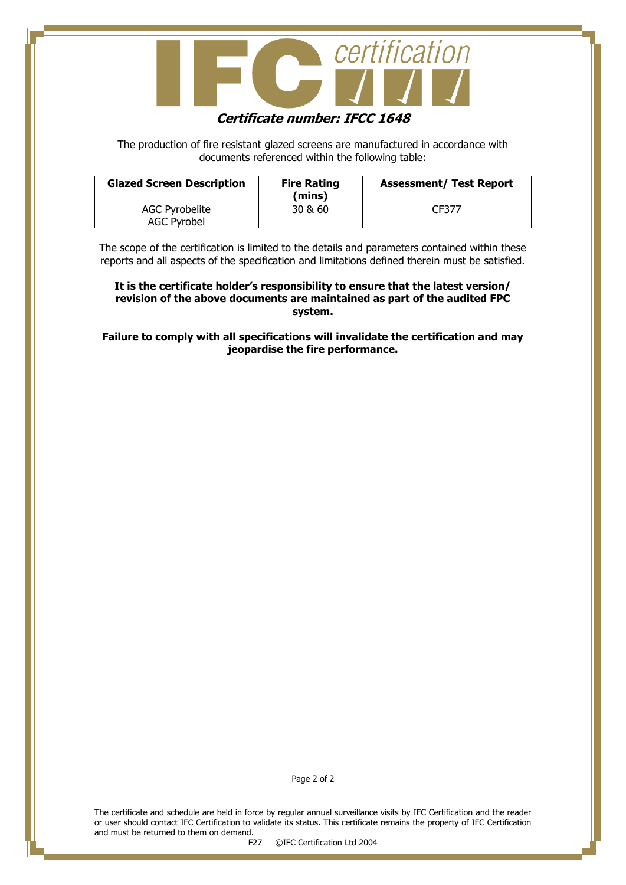**IFC certification**

***Certificate number: IFCC 1648***

The production of fire resistant glazed screens are manufactured in accordance with documents referenced within the following table:

| Glazed Screen Description | Fire Rating (mins) | Assessment/ Test Report |
|---|---|---|
| AGC Pyrobelite<br>AGC Pyrobel | 30 & 60 | CF377 |

The scope of the certification is limited to the details and parameters contained within these reports and all aspects of the specification and limitations defined therein must be satisfied.

**It is the certificate holder's responsibility to ensure that the latest version/ revision of the above documents are maintained as part of the audited FPC system.**

**Failure to comply with all specifications will invalidate the certification and may jeopardise the fire performance.**

The certificate and schedule are held in force by regular annual surveillance visits by IFC Certification and the reader or user should contact IFC Certification to validate its status. This certificate remains the property of IFC Certification and must be returned to them on demand.

F27 ©IFC Certification Ltd 2004